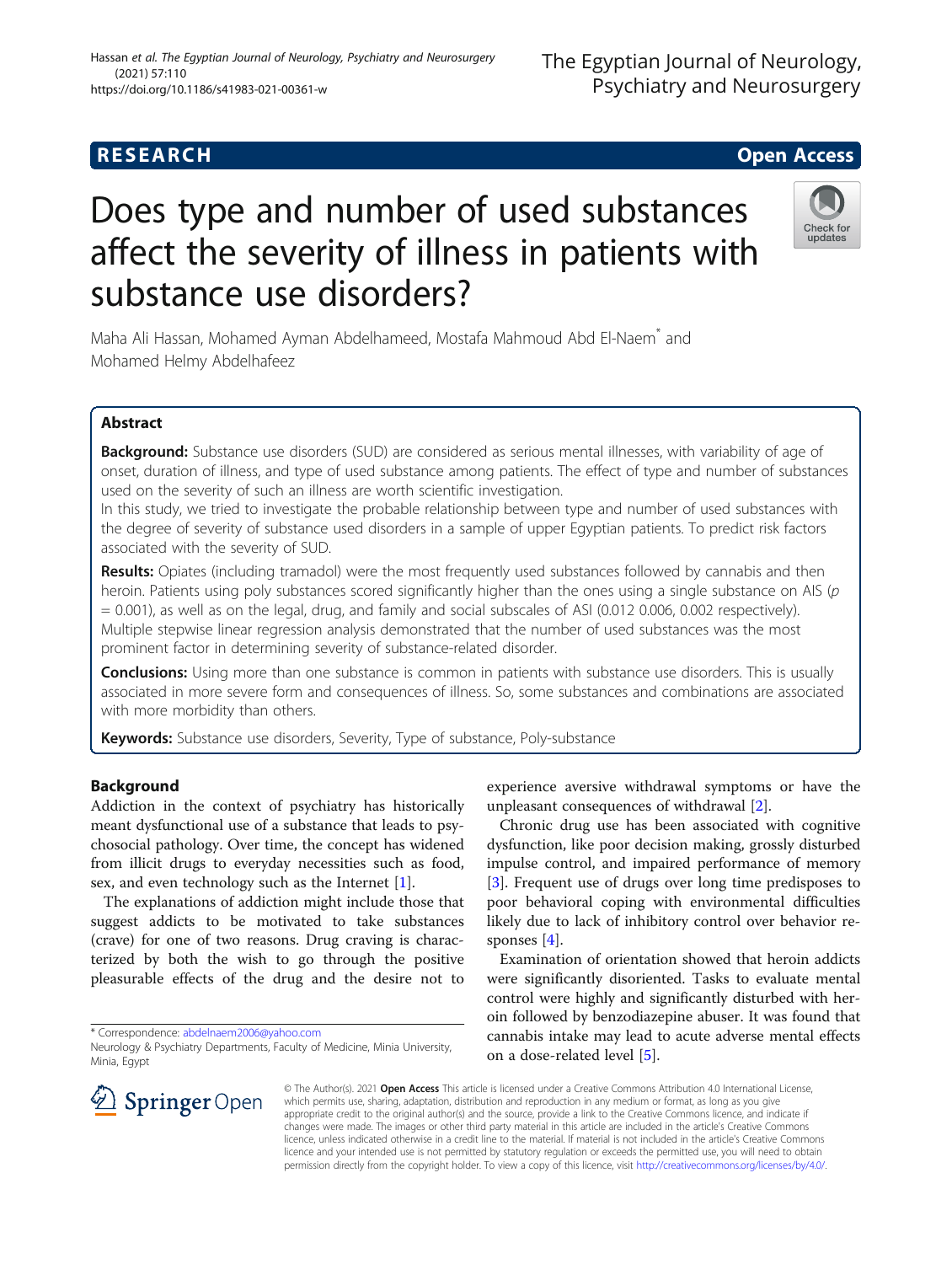**RESEARCH** **Open Access**

# Does type and number of used substances affect the severity of illness in patients with substance use disorders?

Maha Ali Hassan, Mohamed Ayman Abdelhameed, Mostafa Mahmoud Abd El-Naem* and Mohamed Helmy Abdelhafeez

## Abstract

**Background:** Substance use disorders (SUD) are considered as serious mental illnesses, with variability of age of onset, duration of illness, and type of used substance among patients. The effect of type and number of substances used on the severity of such an illness are worth scientific investigation.

In this study, we tried to investigate the probable relationship between type and number of used substances with the degree of severity of substance used disorders in a sample of upper Egyptian patients. To predict risk factors associated with the severity of SUD.

**Results:** Opiates (including tramadol) were the most frequently used substances followed by cannabis and then heroin. Patients using poly substances scored significantly higher than the ones using a single substance on AIS ($p = 0.001$), as well as on the legal, drug, and family and social subscales of ASI (0.012 0.006, 0.002 respectively). Multiple stepwise linear regression analysis demonstrated that the number of used substances was the most prominent factor in determining severity of substance-related disorder.

**Conclusions:** Using more than one substance is common in patients with substance use disorders. This is usually associated in more severe form and consequences of illness. So, some substances and combinations are associated with more morbidity than others.

**Keywords:** Substance use disorders, Severity, Type of substance, Poly-substance

## Background

Addiction in the context of psychiatry has historically meant dysfunctional use of a substance that leads to psychosocial pathology. Over time, the concept has widened from illicit drugs to everyday necessities such as food, sex, and even technology such as the Internet [1].

The explanations of addiction might include those that suggest addicts to be motivated to take substances (crave) for one of two reasons. Drug craving is characterized by both the wish to go through the positive pleasurable effects of the drug and the desire not to experience aversive withdrawal symptoms or have the unpleasant consequences of withdrawal [2].

Chronic drug use has been associated with cognitive dysfunction, like poor decision making, grossly disturbed impulse control, and impaired performance of memory [3]. Frequent use of drugs over long time predisposes to poor behavioral coping with environmental difficulties likely due to lack of inhibitory control over behavior responses [4].

Examination of orientation showed that heroin addicts were significantly disoriented. Tasks to evaluate mental control were highly and significantly disturbed with heroin followed by benzodiazepine abuser. It was found that cannabis intake may lead to acute adverse mental effects on a dose-related level [5].

* Correspondence: abdelnaem2006@yahoo.com
Neurology & Psychiatry Departments, Faculty of Medicine, Minia University, Minia, Egypt

© The Author(s). 2021 **Open Access** This article is licensed under a Creative Commons Attribution 4.0 International License, which permits use, sharing, adaptation, distribution and reproduction in any medium or format, as long as you give appropriate credit to the original author(s) and the source, provide a link to the Creative Commons licence, and indicate if changes were made. The images or other third party material in this article are included in the article's Creative Commons licence, unless indicated otherwise in a credit line to the material. If material is not included in the article's Creative Commons licence and your intended use is not permitted by statutory regulation or exceeds the permitted use, you will need to obtain permission directly from the copyright holder. To view a copy of this licence, visit http://creativecommons.org/licenses/by/4.0/.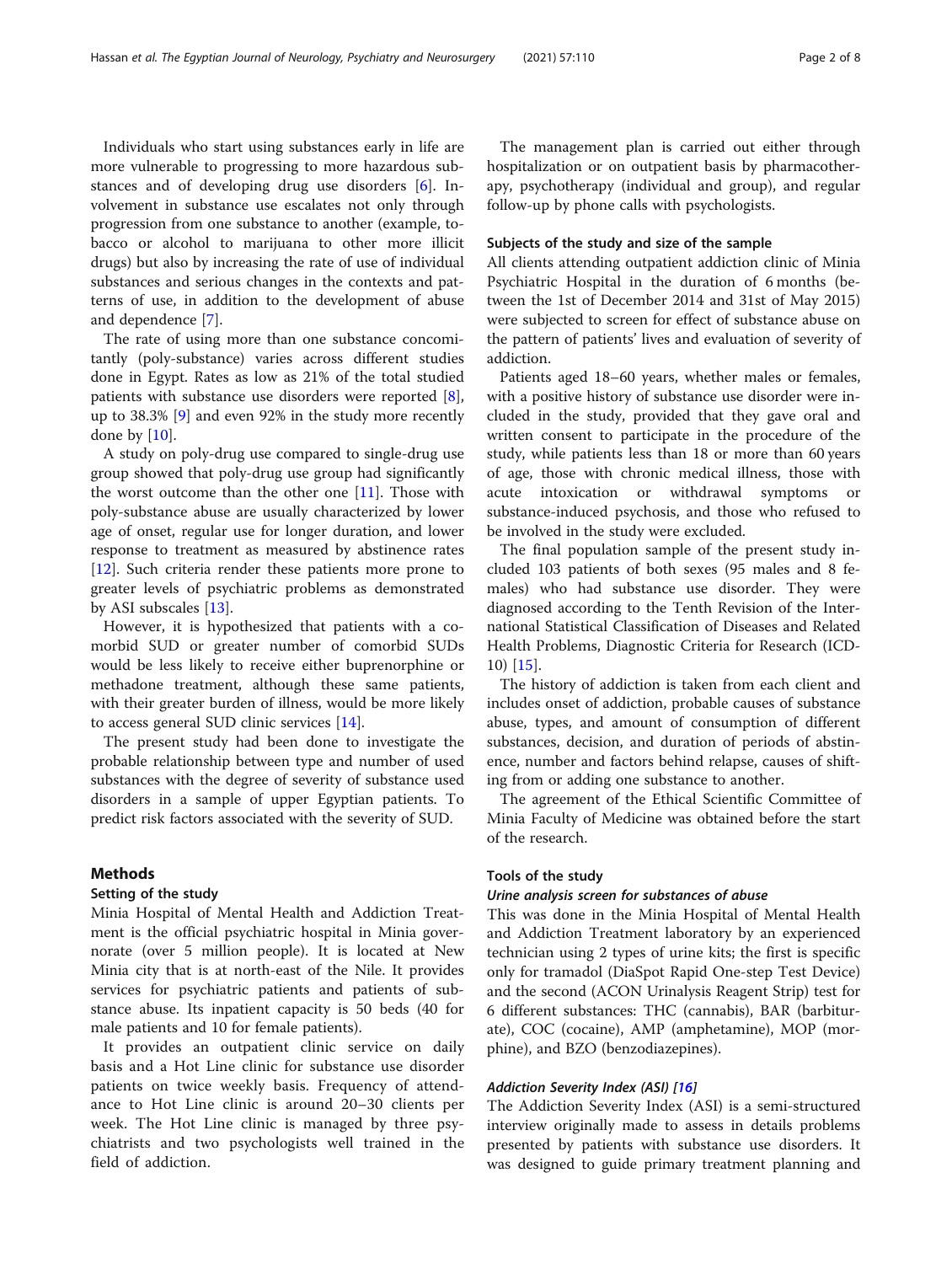Individuals who start using substances early in life are more vulnerable to progressing to more hazardous substances and of developing drug use disorders [6]. Involvement in substance use escalates not only through progression from one substance to another (example, tobacco or alcohol to marijuana to other more illicit drugs) but also by increasing the rate of use of individual substances and serious changes in the contexts and patterns of use, in addition to the development of abuse and dependence [7].

The rate of using more than one substance concomitantly (poly-substance) varies across different studies done in Egypt. Rates as low as 21% of the total studied patients with substance use disorders were reported [8], up to 38.3% [9] and even 92% in the study more recently done by [10].

A study on poly-drug use compared to single-drug use group showed that poly-drug use group had significantly the worst outcome than the other one [11]. Those with poly-substance abuse are usually characterized by lower age of onset, regular use for longer duration, and lower response to treatment as measured by abstinence rates [12]. Such criteria render these patients more prone to greater levels of psychiatric problems as demonstrated by ASI subscales [13].

However, it is hypothesized that patients with a comorbid SUD or greater number of comorbid SUDs would be less likely to receive either buprenorphine or methadone treatment, although these same patients, with their greater burden of illness, would be more likely to access general SUD clinic services [14].

The present study had been done to investigate the probable relationship between type and number of used substances with the degree of severity of substance used disorders in a sample of upper Egyptian patients. To predict risk factors associated with the severity of SUD.

## Methods

### Setting of the study

Minia Hospital of Mental Health and Addiction Treatment is the official psychiatric hospital in Minia governorate (over 5 million people). It is located at New Minia city that is at north-east of the Nile. It provides services for psychiatric patients and patients of substance abuse. Its inpatient capacity is 50 beds (40 for male patients and 10 for female patients).

It provides an outpatient clinic service on daily basis and a Hot Line clinic for substance use disorder patients on twice weekly basis. Frequency of attendance to Hot Line clinic is around 20–30 clients per week. The Hot Line clinic is managed by three psychiatrists and two psychologists well trained in the field of addiction.

The management plan is carried out either through hospitalization or on outpatient basis by pharmacotherapy, psychotherapy (individual and group), and regular follow-up by phone calls with psychologists.

### Subjects of the study and size of the sample

All clients attending outpatient addiction clinic of Minia Psychiatric Hospital in the duration of 6 months (between the 1st of December 2014 and 31st of May 2015) were subjected to screen for effect of substance abuse on the pattern of patients' lives and evaluation of severity of addiction.

Patients aged 18–60 years, whether males or females, with a positive history of substance use disorder were included in the study, provided that they gave oral and written consent to participate in the procedure of the study, while patients less than 18 or more than 60 years of age, those with chronic medical illness, those with acute intoxication or withdrawal symptoms or substance-induced psychosis, and those who refused to be involved in the study were excluded.

The final population sample of the present study included 103 patients of both sexes (95 males and 8 females) who had substance use disorder. They were diagnosed according to the Tenth Revision of the International Statistical Classification of Diseases and Related Health Problems, Diagnostic Criteria for Research (ICD-10) [15].

The history of addiction is taken from each client and includes onset of addiction, probable causes of substance abuse, types, and amount of consumption of different substances, decision, and duration of periods of abstinence, number and factors behind relapse, causes of shifting from or adding one substance to another.

The agreement of the Ethical Scientific Committee of Minia Faculty of Medicine was obtained before the start of the research.

### Tools of the study

#### *Urine analysis screen for substances of abuse*

This was done in the Minia Hospital of Mental Health and Addiction Treatment laboratory by an experienced technician using 2 types of urine kits; the first is specific only for tramadol (DiaSpot Rapid One-step Test Device) and the second (ACON Urinalysis Reagent Strip) test for 6 different substances: THC (cannabis), BAR (barbiturate), COC (cocaine), AMP (amphetamine), MOP (morphine), and BZO (benzodiazepines).

#### *Addiction Severity Index (ASI) [16]*

The Addiction Severity Index (ASI) is a semi-structured interview originally made to assess in details problems presented by patients with substance use disorders. It was designed to guide primary treatment planning and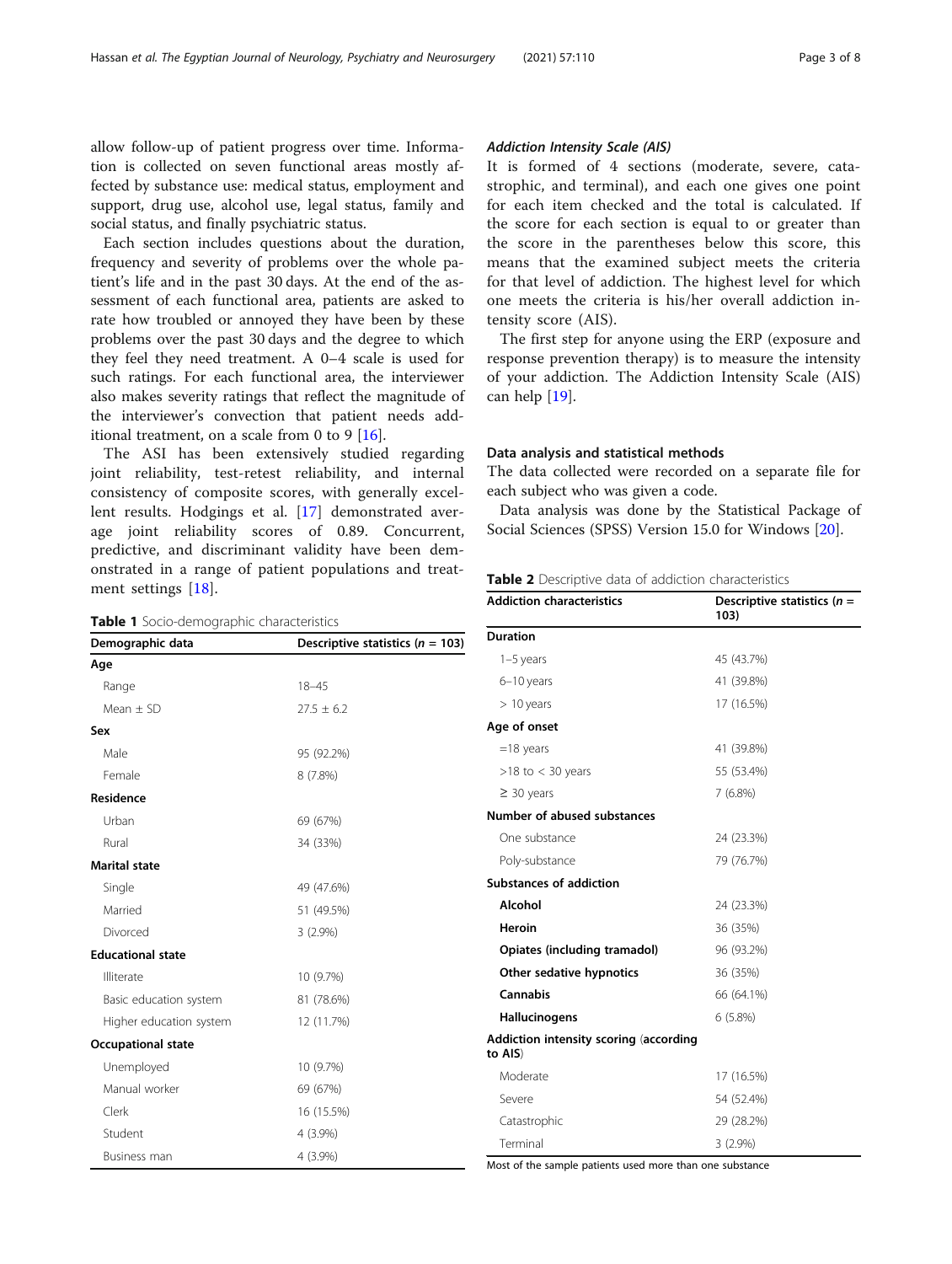allow follow-up of patient progress over time. Information is collected on seven functional areas mostly affected by substance use: medical status, employment and support, drug use, alcohol use, legal status, family and social status, and finally psychiatric status.

Each section includes questions about the duration, frequency and severity of problems over the whole patient's life and in the past 30 days. At the end of the assessment of each functional area, patients are asked to rate how troubled or annoyed they have been by these problems over the past 30 days and the degree to which they feel they need treatment. A 0–4 scale is used for such ratings. For each functional area, the interviewer also makes severity ratings that reflect the magnitude of the interviewer's convection that patient needs additional treatment, on a scale from 0 to 9 [16].

The ASI has been extensively studied regarding joint reliability, test-retest reliability, and internal consistency of composite scores, with generally excellent results. Hodgings et al. [17] demonstrated average joint reliability scores of 0.89. Concurrent, predictive, and discriminant validity have been demonstrated in a range of patient populations and treatment settings [18].

**Table 1** Socio-demographic characteristics

| Demographic data | Descriptive statistics (*n* = 103) |
|---|---|
| **Age** | |
| Range | 18–45 |
| Mean ± SD | 27.5 ± 6.2 |
| **Sex** | |
| Male | 95 (92.2%) |
| Female | 8 (7.8%) |
| **Residence** | |
| Urban | 69 (67%) |
| Rural | 34 (33%) |
| **Marital state** | |
| Single | 49 (47.6%) |
| Married | 51 (49.5%) |
| Divorced | 3 (2.9%) |
| **Educational state** | |
| Illiterate | 10 (9.7%) |
| Basic education system | 81 (78.6%) |
| Higher education system | 12 (11.7%) |
| **Occupational state** | |
| Unemployed | 10 (9.7%) |
| Manual worker | 69 (67%) |
| Clerk | 16 (15.5%) |
| Student | 4 (3.9%) |
| Business man | 4 (3.9%) |

### *Addiction Intensity Scale (AIS)*

It is formed of 4 sections (moderate, severe, catastrophic, and terminal), and each one gives one point for each item checked and the total is calculated. If the score for each section is equal to or greater than the score in the parentheses below this score, this means that the examined subject meets the criteria for that level of addiction. The highest level for which one meets the criteria is his/her overall addiction intensity score (AIS).

The first step for anyone using the ERP (exposure and response prevention therapy) is to measure the intensity of your addiction. The Addiction Intensity Scale (AIS) can help [19].

## Data analysis and statistical methods

The data collected were recorded on a separate file for each subject who was given a code.

Data analysis was done by the Statistical Package of Social Sciences (SPSS) Version 15.0 for Windows [20].

**Table 2** Descriptive data of addiction characteristics

| Addiction characteristics | Descriptive statistics (*n* = 103) |
|---|---|
| **Duration** | |
| 1–5 years | 45 (43.7%) |
| 6–10 years | 41 (39.8%) |
| > 10 years | 17 (16.5%) |
| **Age of onset** | |
| =18 years | 41 (39.8%) |
| >18 to < 30 years | 55 (53.4%) |
| ≥ 30 years | 7 (6.8%) |
| **Number of abused substances** | |
| One substance | 24 (23.3%) |
| Poly-substance | 79 (76.7%) |
| **Substances of addiction** | |
| **Alcohol** | 24 (23.3%) |
| **Heroin** | 36 (35%) |
| **Opiates (including tramadol)** | 96 (93.2%) |
| **Other sedative hypnotics** | 36 (35%) |
| **Cannabis** | 66 (64.1%) |
| **Hallucinogens** | 6 (5.8%) |
| **Addiction intensity scoring** (according to AIS) | |
| Moderate | 17 (16.5%) |
| Severe | 54 (52.4%) |
| Catastrophic | 29 (28.2%) |
| Terminal | 3 (2.9%) |

Most of the sample patients used more than one substance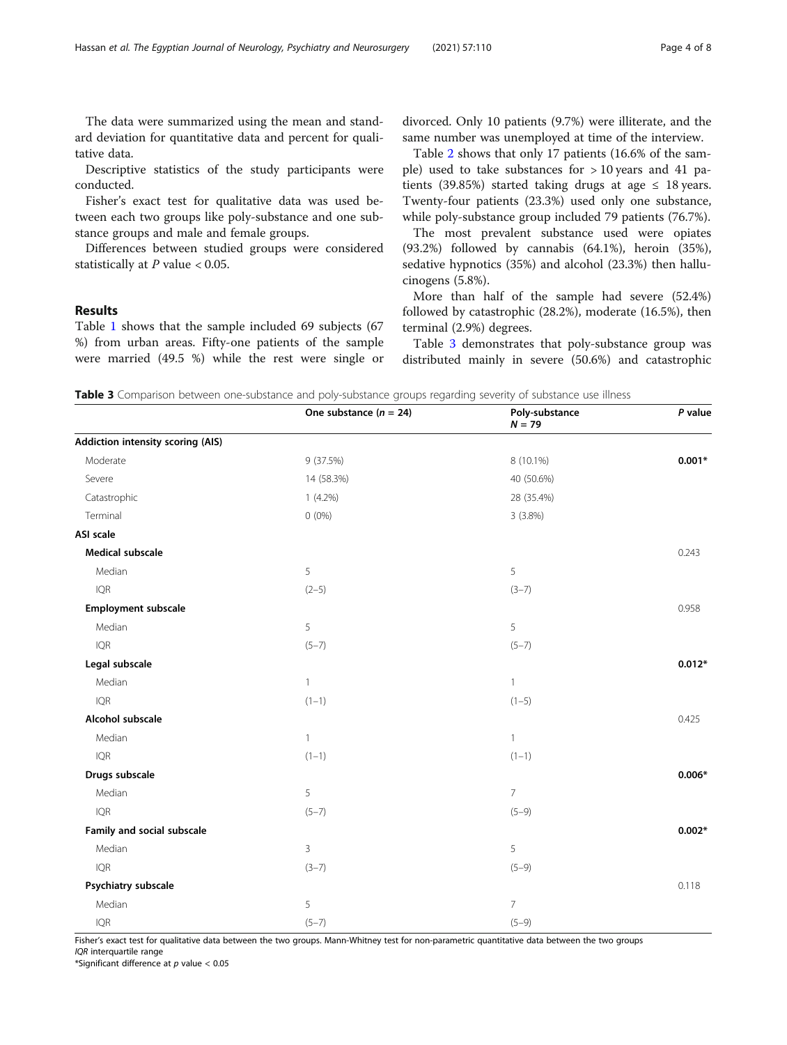The data were summarized using the mean and standard deviation for quantitative data and percent for qualitative data.

Descriptive statistics of the study participants were conducted.

Fisher's exact test for qualitative data was used between each two groups like poly-substance and one substance groups and male and female groups.

Differences between studied groups were considered statistically at $P$ value < 0.05.

## Results

Table 1 shows that the sample included 69 subjects (67 %) from urban areas. Fifty-one patients of the sample were married (49.5 %) while the rest were single or divorced. Only 10 patients (9.7%) were illiterate, and the same number was unemployed at time of the interview.

Table 2 shows that only 17 patients (16.6% of the sample) used to take substances for > 10 years and 41 patients (39.85%) started taking drugs at age ≤ 18 years. Twenty-four patients (23.3%) used only one substance, while poly-substance group included 79 patients (76.7%).

The most prevalent substance used were opiates (93.2%) followed by cannabis (64.1%), heroin (35%), sedative hypnotics (35%) and alcohol (23.3%) then hallucinogens (5.8%).

More than half of the sample had severe (52.4%) followed by catastrophic (28.2%), moderate (16.5%), then terminal (2.9%) degrees.

Table 3 demonstrates that poly-substance group was distributed mainly in severe (50.6%) and catastrophic

**Table 3** Comparison between one-substance and poly-substance groups regarding severity of substance use illness

| | One substance ($n$ = 24) | Poly-substance $N$ = 79 | $P$ value |
|---|---|---|---|
| **Addiction intensity scoring (AIS)** | | | |
| Moderate | 9 (37.5%) | 8 (10.1%) | **0.001*** |
| Severe | 14 (58.3%) | 40 (50.6%) | |
| Catastrophic | 1 (4.2%) | 28 (35.4%) | |
| Terminal | 0 (0%) | 3 (3.8%) | |
| **ASI scale** | | | |
| **Medical subscale** | | | 0.243 |
| Median | 5 | 5 | |
| IQR | (2–5) | (3–7) | |
| **Employment subscale** | | | 0.958 |
| Median | 5 | 5 | |
| IQR | (5–7) | (5–7) | |
| **Legal subscale** | | | **0.012*** |
| Median | 1 | 1 | |
| IQR | (1–1) | (1–5) | |
| **Alcohol subscale** | | | 0.425 |
| Median | 1 | 1 | |
| IQR | (1–1) | (1–1) | |
| **Drugs subscale** | | | **0.006*** |
| Median | 5 | 7 | |
| IQR | (5–7) | (5–9) | |
| **Family and social subscale** | | | **0.002*** |
| Median | 3 | 5 | |
| IQR | (3–7) | (5–9) | |
| **Psychiatry subscale** | | | 0.118 |
| Median | 5 | 7 | |
| IQR | (5–7) | (5–9) | |

Fisher's exact test for qualitative data between the two groups. Mann-Whitney test for non-parametric quantitative data between the two groups
*IQR* interquartile range
*Significant difference at $p$ value < 0.05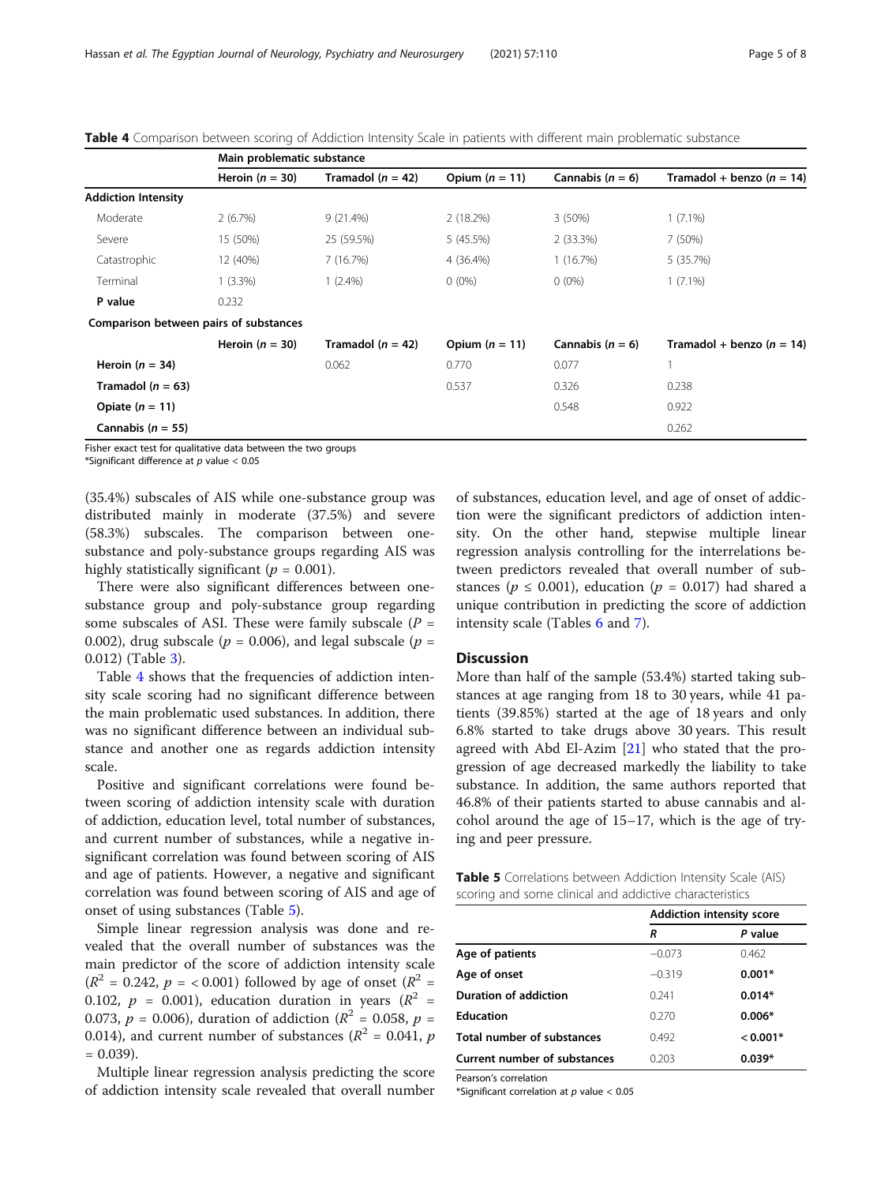**Table 4** Comparison between scoring of Addiction Intensity Scale in patients with different main problematic substance

| | Main problematic substance | | | | |
|---|---|---|---|---|---|
| | Heroin ($n$ = 30) | Tramadol ($n$ = 42) | Opium ($n$ = 11) | Cannabis ($n$ = 6) | Tramadol + benzo ($n$ = 14) |
| **Addiction Intensity** | | | | | |
| Moderate | 2 (6.7%) | 9 (21.4%) | 2 (18.2%) | 3 (50%) | 1 (7.1%) |
| Severe | 15 (50%) | 25 (59.5%) | 5 (45.5%) | 2 (33.3%) | 7 (50%) |
| Catastrophic | 12 (40%) | 7 (16.7%) | 4 (36.4%) | 1 (16.7%) | 5 (35.7%) |
| Terminal | 1 (3.3%) | 1 (2.4%) | 0 (0%) | 0 (0%) | 1 (7.1%) |
| **P value** | 0.232 | | | | |
| **Comparison between pairs of substances** | | | | | |
| | Heroin ($n$ = 30) | Tramadol ($n$ = 42) | Opium ($n$ = 11) | Cannabis ($n$ = 6) | Tramadol + benzo ($n$ = 14) |
| **Heroin ($n$ = 34)** | | 0.062 | 0.770 | 0.077 | 1 |
| **Tramadol ($n$ = 63)** | | | 0.537 | 0.326 | 0.238 |
| **Opiate ($n$ = 11)** | | | | 0.548 | 0.922 |
| **Cannabis ($n$ = 55)** | | | | | 0.262 |

Fisher exact test for qualitative data between the two groups
*Significant difference at $p$ value < 0.05

(35.4%) subscales of AIS while one-substance group was distributed mainly in moderate (37.5%) and severe (58.3%) subscales. The comparison between one-substance and poly-substance groups regarding AIS was highly statistically significant ($p$ = 0.001).

There were also significant differences between one-substance group and poly-substance group regarding some subscales of ASI. These were family subscale ($P$ = 0.002), drug subscale ($p$ = 0.006), and legal subscale ($p$ = 0.012) (Table 3).

Table 4 shows that the frequencies of addiction intensity scale scoring had no significant difference between the main problematic used substances. In addition, there was no significant difference between an individual substance and another one as regards addiction intensity scale.

Positive and significant correlations were found between scoring of addiction intensity scale with duration of addiction, education level, total number of substances, and current number of substances, while a negative insignificant correlation was found between scoring of AIS and age of patients. However, a negative and significant correlation was found between scoring of AIS and age of onset of using substances (Table 5).

Simple linear regression analysis was done and revealed that the overall number of substances was the main predictor of the score of addiction intensity scale ($R^2$ = 0.242, $p$ = < 0.001) followed by age of onset ($R^2$ = 0.102, $p$ = 0.001), education duration in years ($R^2$ = 0.073, $p$ = 0.006), duration of addiction ($R^2$ = 0.058, $p$ = 0.014), and current number of substances ($R^2$ = 0.041, $p$ = 0.039).

Multiple linear regression analysis predicting the score of addiction intensity scale revealed that overall number of substances, education level, and age of onset of addiction were the significant predictors of addiction intensity. On the other hand, stepwise multiple linear regression analysis controlling for the interrelations between predictors revealed that overall number of substances ($p \leq 0.001$), education ($p$ = 0.017) had shared a unique contribution in predicting the score of addiction intensity scale (Tables 6 and 7).

## Discussion

More than half of the sample (53.4%) started taking substances at age ranging from 18 to 30 years, while 41 patients (39.85%) started at the age of 18 years and only 6.8% started to take drugs above 30 years. This result agreed with Abd El-Azim [21] who stated that the progression of age decreased markedly the liability to take substance. In addition, the same authors reported that 46.8% of their patients started to abuse cannabis and alcohol around the age of 15–17, which is the age of trying and peer pressure.

**Table 5** Correlations between Addiction Intensity Scale (AIS) scoring and some clinical and addictive characteristics

| | Addiction intensity score | |
|---|---|---|
| | *R* | *P* value |
| **Age of patients** | −0.073 | 0.462 |
| **Age of onset** | −0.319 | **0.001*** |
| **Duration of addiction** | 0.241 | **0.014*** |
| **Education** | 0.270 | **0.006*** |
| **Total number of substances** | 0.492 | **< 0.001*** |
| **Current number of substances** | 0.203 | **0.039*** |

Pearson's correlation
*Significant correlation at $p$ value < 0.05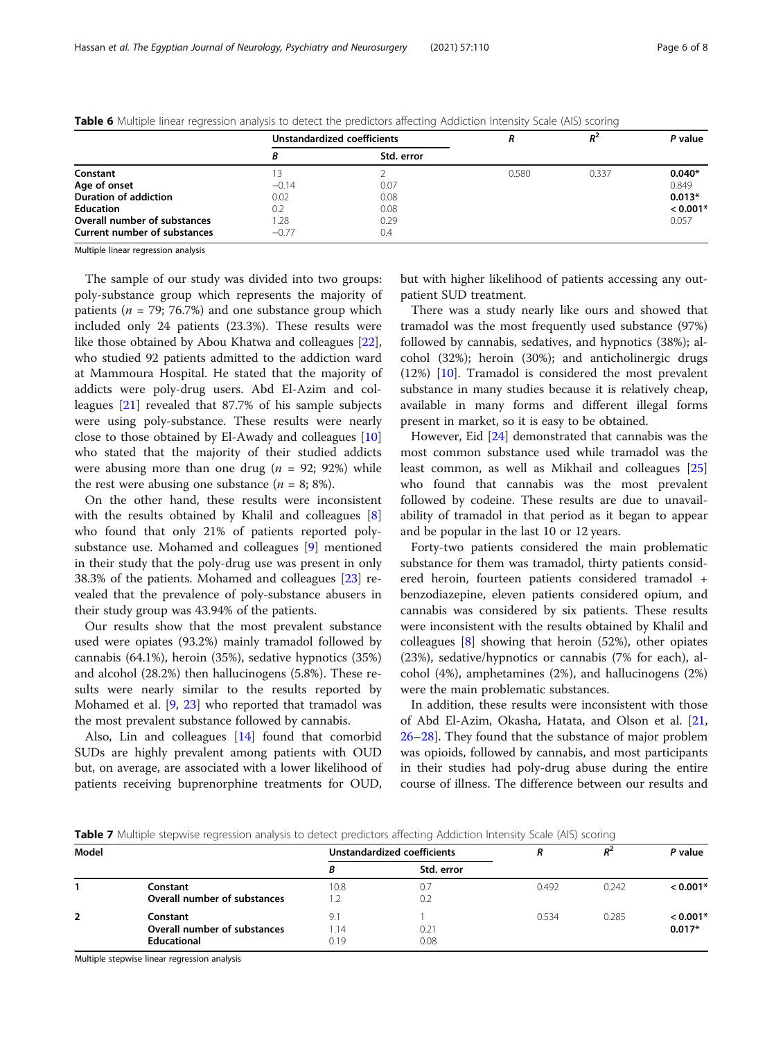**Table 6** Multiple linear regression analysis to detect the predictors affecting Addiction Intensity Scale (AIS) scoring

| | Unstandardized coefficients | | *R* | $R^2$ | *P* value |
|---|---|---|---|---|---|
| | *B* | Std. error | | | |
| **Constant** | 13 | 2 | 0.580 | 0.337 | **0.040*** |
| **Age of onset** | −0.14 | 0.07 | | | 0.849 |
| **Duration of addiction** | 0.02 | 0.08 | | | **0.013*** |
| **Education** | 0.2 | 0.08 | | | **< 0.001*** |
| **Overall number of substances** | 1.28 | 0.29 | | | 0.057 |
| **Current number of substances** | −0.77 | 0.4 | | | |

Multiple linear regression analysis

The sample of our study was divided into two groups: poly-substance group which represents the majority of patients ($n$ = 79; 76.7%) and one substance group which included only 24 patients (23.3%). These results were like those obtained by Abou Khatwa and colleagues [22], who studied 92 patients admitted to the addiction ward at Mammoura Hospital. He stated that the majority of addicts were poly-drug users. Abd El-Azim and colleagues [21] revealed that 87.7% of his sample subjects were using poly-substance. These results were nearly close to those obtained by El-Awady and colleagues [10] who stated that the majority of their studied addicts were abusing more than one drug ($n$ = 92; 92%) while the rest were abusing one substance ($n$ = 8; 8%).

On the other hand, these results were inconsistent with the results obtained by Khalil and colleagues [8] who found that only 21% of patients reported poly-substance use. Mohamed and colleagues [9] mentioned in their study that the poly-drug use was present in only 38.3% of the patients. Mohamed and colleagues [23] revealed that the prevalence of poly-substance abusers in their study group was 43.94% of the patients.

Our results show that the most prevalent substance used were opiates (93.2%) mainly tramadol followed by cannabis (64.1%), heroin (35%), sedative hypnotics (35%) and alcohol (28.2%) then hallucinogens (5.8%). These results were nearly similar to the results reported by Mohamed et al. [9, 23] who reported that tramadol was the most prevalent substance followed by cannabis.

Also, Lin and colleagues [14] found that comorbid SUDs are highly prevalent among patients with OUD but, on average, are associated with a lower likelihood of patients receiving buprenorphine treatments for OUD, but with higher likelihood of patients accessing any outpatient SUD treatment.

There was a study nearly like ours and showed that tramadol was the most frequently used substance (97%) followed by cannabis, sedatives, and hypnotics (38%); alcohol (32%); heroin (30%); and anticholinergic drugs (12%) [10]. Tramadol is considered the most prevalent substance in many studies because it is relatively cheap, available in many forms and different illegal forms present in market, so it is easy to be obtained.

However, Eid [24] demonstrated that cannabis was the most common substance used while tramadol was the least common, as well as Mikhail and colleagues [25] who found that cannabis was the most prevalent followed by codeine. These results are due to unavailability of tramadol in that period as it began to appear and be popular in the last 10 or 12 years.

Forty-two patients considered the main problematic substance for them was tramadol, thirty patients considered heroin, fourteen patients considered tramadol + benzodiazepine, eleven patients considered opium, and cannabis was considered by six patients. These results were inconsistent with the results obtained by Khalil and colleagues [8] showing that heroin (52%), other opiates (23%), sedative/hypnotics or cannabis (7% for each), alcohol (4%), amphetamines (2%), and hallucinogens (2%) were the main problematic substances.

In addition, these results were inconsistent with those of Abd El-Azim, Okasha, Hatata, and Olson et al. [21, 26–28]. They found that the substance of major problem was opioids, followed by cannabis, and most participants in their studies had poly-drug abuse during the entire course of illness. The difference between our results and

**Table 7** Multiple stepwise regression analysis to detect predictors affecting Addiction Intensity Scale (AIS) scoring

| Model | | Unstandardized coefficients | | *R* | $R^2$ | *P* value |
|---|---|---|---|---|---|---|
| | | *B* | Std. error | | | |
| **1** | **Constant** | 10.8 | 0.7 | 0.492 | 0.242 | **< 0.001*** |
| | **Overall number of substances** | 1.2 | 0.2 | | | |
| **2** | **Constant** | 9.1 | 1 | 0.534 | 0.285 | **< 0.001*** |
| | **Overall number of substances** | 1.14 | 0.21 | | | **0.017*** |
| | **Educational** | 0.19 | 0.08 | | | |

Multiple stepwise linear regression analysis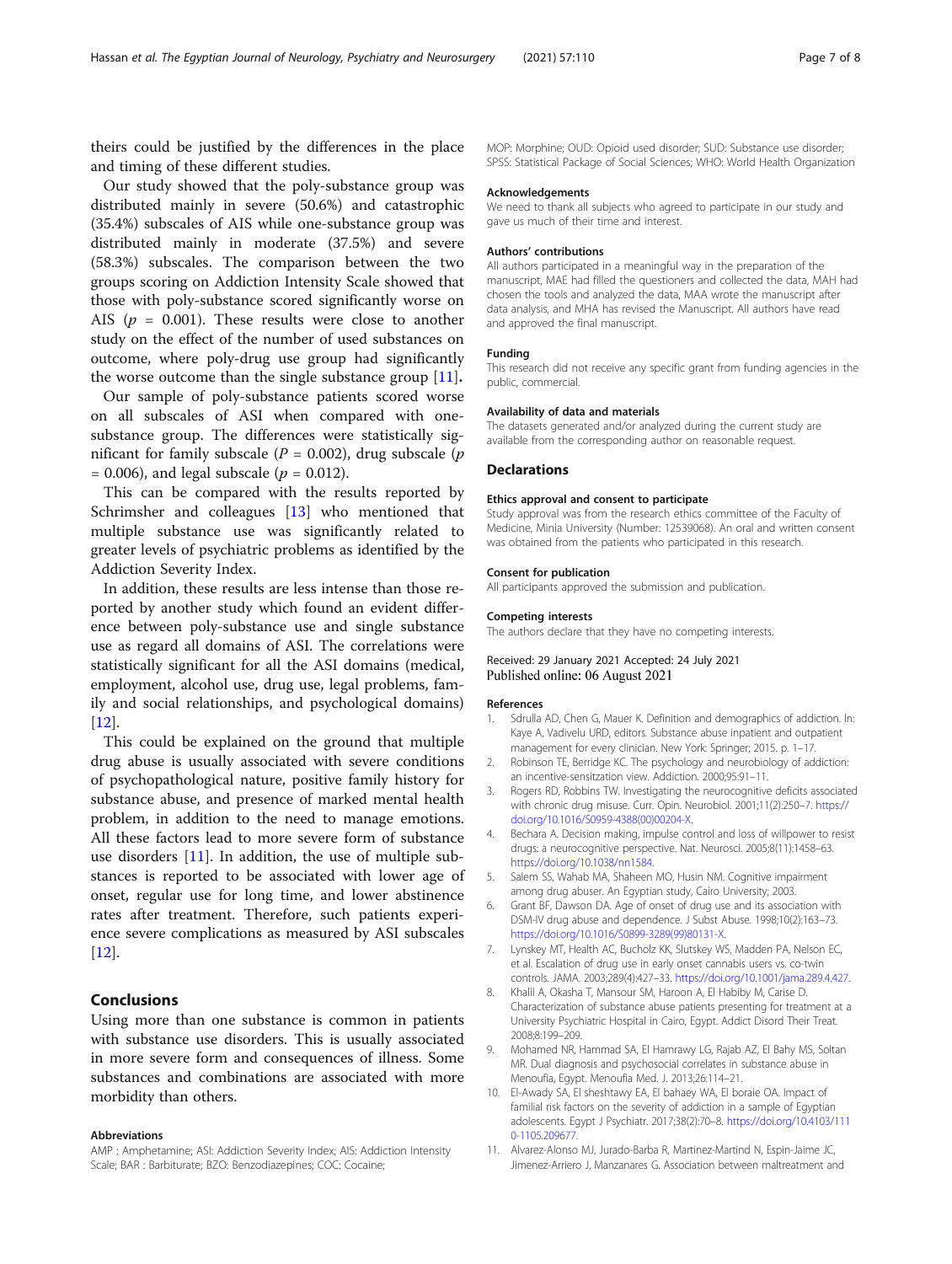theirs could be justified by the differences in the place and timing of these different studies.

Our study showed that the poly-substance group was distributed mainly in severe (50.6%) and catastrophic (35.4%) subscales of AIS while one-substance group was distributed mainly in moderate (37.5%) and severe (58.3%) subscales. The comparison between the two groups scoring on Addiction Intensity Scale showed that those with poly-substance scored significantly worse on AIS ($p$ = 0.001). These results were close to another study on the effect of the number of used substances on outcome, where poly-drug use group had significantly the worse outcome than the single substance group [11].

Our sample of poly-substance patients scored worse on all subscales of ASI when compared with one-substance group. The differences were statistically significant for family subscale ($P$ = 0.002), drug subscale ($p$ = 0.006), and legal subscale ($p$ = 0.012).

This can be compared with the results reported by Schrimsher and colleagues [13] who mentioned that multiple substance use was significantly related to greater levels of psychiatric problems as identified by the Addiction Severity Index.

In addition, these results are less intense than those reported by another study which found an evident difference between poly-substance use and single substance use as regard all domains of ASI. The correlations were statistically significant for all the ASI domains (medical, employment, alcohol use, drug use, legal problems, family and social relationships, and psychological domains) [12].

This could be explained on the ground that multiple drug abuse is usually associated with severe conditions of psychopathological nature, positive family history for substance abuse, and presence of marked mental health problem, in addition to the need to manage emotions. All these factors lead to more severe form of substance use disorders [11]. In addition, the use of multiple substances is reported to be associated with lower age of onset, regular use for long time, and lower abstinence rates after treatment. Therefore, such patients experience severe complications as measured by ASI subscales [12].

## Conclusions

Using more than one substance is common in patients with substance use disorders. This is usually associated in more severe form and consequences of illness. Some substances and combinations are associated with more morbidity than others.

### Abbreviations

AMP : Amphetamine; ASI: Addiction Severity Index; AIS: Addiction Intensity Scale; BAR : Barbiturate; BZO: Benzodiazepines; COC: Cocaine; MOP: Morphine; OUD: Opioid used disorder; SUD: Substance use disorder; SPSS: Statistical Package of Social Sciences; WHO: World Health Organization

### Acknowledgements

We need to thank all subjects who agreed to participate in our study and gave us much of their time and interest.

### Authors' contributions

All authors participated in a meaningful way in the preparation of the manuscript, MAE had filled the questioners and collected the data, MAH had chosen the tools and analyzed the data, MAA wrote the manuscript after data analysis, and MHA has revised the Manuscript. All authors have read and approved the final manuscript.

### Funding

This research did not receive any specific grant from funding agencies in the public, commercial.

### Availability of data and materials

The datasets generated and/or analyzed during the current study are available from the corresponding author on reasonable request.

## Declarations

### Ethics approval and consent to participate

Study approval was from the research ethics committee of the Faculty of Medicine, Minia University (Number: 12539068). An oral and written consent was obtained from the patients who participated in this research.

### Consent for publication

All participants approved the submission and publication.

### Competing interests

The authors declare that they have no competing interests.

Received: 29 January 2021 Accepted: 24 July 2021
Published online: 06 August 2021

### References

1. Sdrulla AD, Chen G, Mauer K. Definition and demographics of addiction. In: Kaye A, Vadivelu URD, editors. Substance abuse inpatient and outpatient management for every clinician. New York: Springer; 2015. p. 1–17.
2. Robinson TE, Berridge KC. The psychology and neurobiology of addiction: an incentive-sensitzation view. Addiction. 2000;95:91–11.
3. Rogers RD, Robbins TW. Investigating the neurocognitive deficits associated with chronic drug misuse. Curr. Opin. Neurobiol. 2001;11(2):250–7. https://doi.org/10.1016/S0959-4388(00)00204-X.
4. Bechara A. Decision making, impulse control and loss of willpower to resist drugs: a neurocognitive perspective. Nat. Neurosci. 2005;8(11):1458–63. https://doi.org/10.1038/nn1584.
5. Salem SS, Wahab MA, Shaheen MO, Husin NM. Cognitive impairment among drug abuser. An Egyptian study, Cairo University; 2003.
6. Grant BF, Dawson DA. Age of onset of drug use and its association with DSM-IV drug abuse and dependence. J Subst Abuse. 1998;10(2):163–73. https://doi.org/10.1016/S0899-3289(99)80131-X.
7. Lynskey MT, Health AC, Bucholz KK, Slutskey WS, Madden PA, Nelson EC, et al. Escalation of drug use in early onset cannabis users vs. co-twin controls. JAMA. 2003;289(4):427–33. https://doi.org/10.1001/jama.289.4.427.
8. Khalil A, Okasha T, Mansour SM, Haroon A, El Habiby M, Carise D. Characterization of substance abuse patients presenting for treatment at a University Psychiatric Hospital in Cairo, Egypt. Addict Disord Their Treat. 2008;8:199–209.
9. Mohamed NR, Hammad SA, El Hamrawy LG, Rajab AZ, El Bahy MS, Soltan MR. Dual diagnosis and psychosocial correlates in substance abuse in Menoufia, Egypt. Menoufia Med. J. 2013;26:114–21.
10. El-Awady SA, El sheshtawy EA, El bahaey WA, El boraie OA. Impact of familial risk factors on the severity of addiction in a sample of Egyptian adolescents. Egypt J Psychiatr. 2017;38(2):70–8. https://doi.org/10.4103/1110-1105.209677.
11. Alvarez-Alonso MJ, Jurado-Barba R, Martinez-Martind N, Espin-Jaime JC, Jimenez-Arriero J, Manzanares G. Association between maltreatment and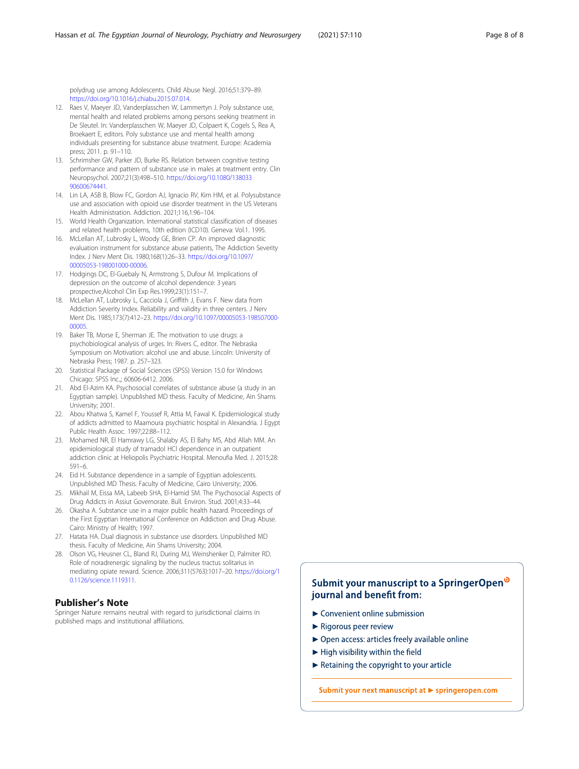polydrug use among Adolescents. Child Abuse Negl. 2016;51:379–89. https://doi.org/10.1016/j.chiabu.2015.07.014.

12. Raes V, Maeyer JD, Vanderplasschen W, Lammertyn J. Poly substance use, mental health and related problems among persons seeking treatment in De Sleutel. In: Vanderplasschen W, Maeyer JD, Colpaert K, Cogels S, Rea A, Broekaert E, editors. Poly substance use and mental health among individuals presenting for substance abuse treatment. Europe: Academia press; 2011. p. 91–110.
13. Schrimsher GW, Parker JD, Burke RS. Relation between cognitive testing performance and pattern of substance use in males at treatment entry. Clin Neuropsychol. 2007;21(3):498–510. https://doi.org/10.1080/13803390600674441.
14. Lin LA, ASB B, Blow FC, Gordon AJ, Ignacio RV, Kim HM, et al. Polysubstance use and association with opioid use disorder treatment in the US Veterans Health Administration. Addiction. 2021;116,1:96–104.
15. World Health Organization. International statistical classification of diseases and related health problems, 10th edition (ICD10). Geneva: Vol.1. 1995.
16. McLellan AT, Lubrosky L, Woody GE, Brien CP. An improved diagnostic evaluation instrument for substance abuse patients, The Addiction Severity Index. J Nerv Ment Dis. 1980;168(1):26–33. https://doi.org/10.1097/00005053-198001000-00006.
17. Hodgings DC, El-Guebaly N, Armstrong S, Dufour M. Implications of depression on the outcome of alcohol dependence: 3 years prospective,Alcohol Clin Exp Res.1999;23(1):151–7.
18. McLellan AT, Lubrosky L, Cacciola J, Griffith J, Evans F. New data from Addiction Severity Index. Reliability and validity in three centers. J Nerv Ment Dis. 1985;173(7):412–23. https://doi.org/10.1097/00005053-198507000-00005.
19. Baker TB, Morse E, Sherman JE. The motivation to use drugs: a psychobiological analysis of urges. In: Rivers C, editor. The Nebraska Symposium on Motivation: alcohol use and abuse. Lincoln: University of Nebraska Press; 1987. p. 257–323.
20. Statistical Package of Social Sciences (SPSS) Version 15.0 for Windows Chicago: SPSS Inc.,; 60606-6412. 2006.
21. Abd El-Azim KA. Psychosocial correlates of substance abuse (a study in an Egyptian sample). Unpublished MD thesis. Faculty of Medicine, Ain Shams University; 2001.
22. Abou Khatwa S, Kamel F, Youssef R, Attia M, Fawal K. Epidemiological study of addicts admitted to Maamoura psychiatric hospital in Alexandria. J Egypt Public Health Assoc. 1997;22:88–112.
23. Mohamed NR, El Hamrawy LG, Shalaby AS, El Bahy MS, Abd Allah MM. An epidemiological study of tramadol HCl dependence in an outpatient addiction clinic at Heliopolis Psychiatric Hospital. Menoufia Med. J. 2015;28:591–6.
24. Eid H. Substance dependence in a sample of Egyptian adolescents. Unpublished MD Thesis. Faculty of Medicine, Cairo University; 2006.
25. Mikhail M, Eissa MA, Labeeb SHA, El-Hamid SM. The Psychosocial Aspects of Drug Addicts in Assiut Governorate. Bull. Environ. Stud. 2001;4:33–44.
26. Okasha A. Substance use in a major public health hazard. Proceedings of the First Egyptian International Conference on Addiction and Drug Abuse. Cairo: Ministry of Health; 1997.
27. Hatata HA. Dual diagnosis in substance use disorders. Unpublished MD thesis. Faculty of Medicine, Ain Shams University; 2004.
28. Olson VG, Heusner CL, Bland RJ, During MJ, Weinshenker D, Palmiter RD. Role of noradrenergic signaling by the nucleus tractus solitarius in mediating opiate reward. Science. 2006;311(5763):1017–20. https://doi.org/10.1126/science.1119311.

## Publisher's Note

Springer Nature remains neutral with regard to jurisdictional claims in published maps and institutional affiliations.

**Submit your manuscript to a SpringerOpen journal and benefit from:**

- ► Convenient online submission
- ► Rigorous peer review
- ► Open access: articles freely available online
- ► High visibility within the field
- ► Retaining the copyright to your article

**Submit your next manuscript at ► springeropen.com**